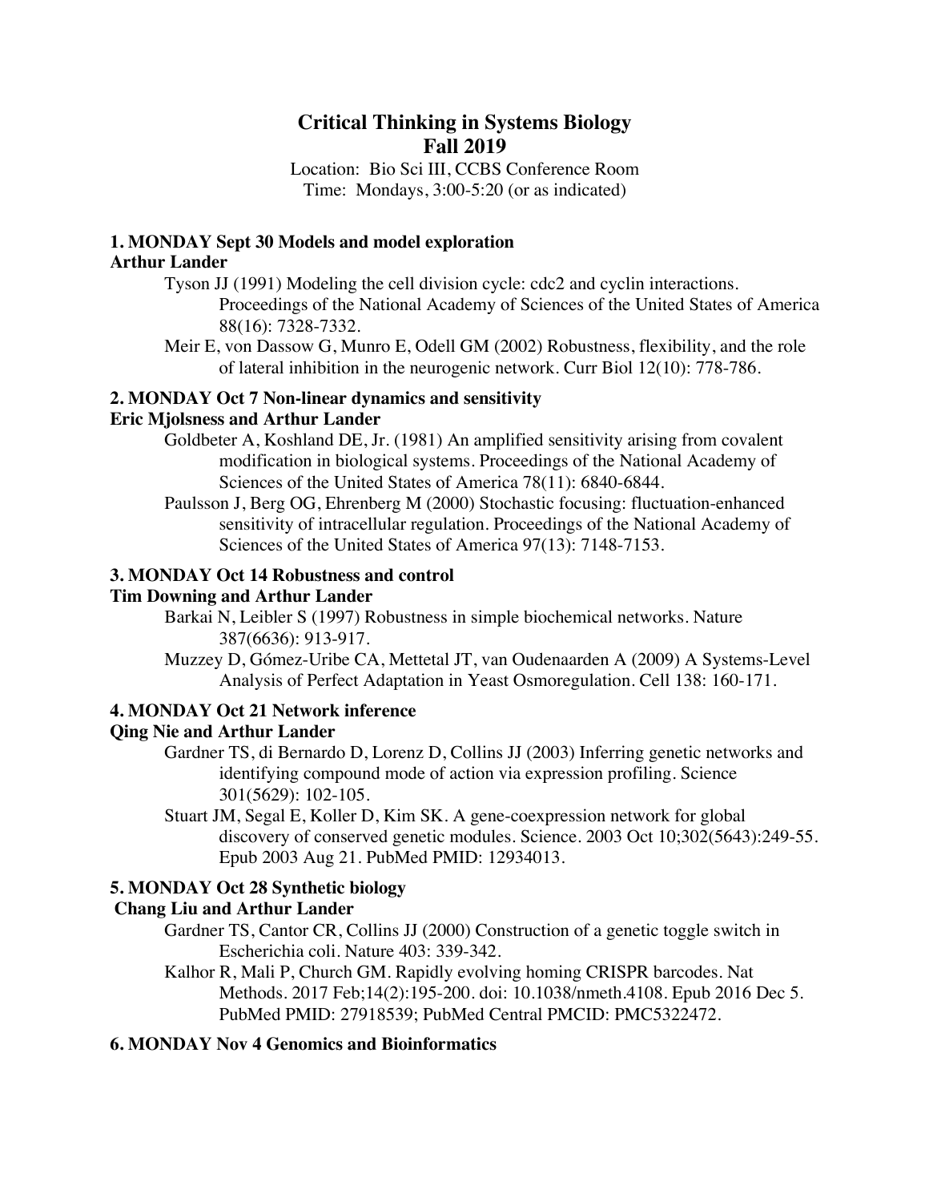# Critical Thinking in Systems Biology
# Fall 2019

Location: Bio Sci III, CCBS Conference Room
Time: Mondays, 3:00-5:20 (or as indicated)

### 1. MONDAY Sept 30 Models and model exploration
**Arthur Lander**

Tyson JJ (1991) Modeling the cell division cycle: cdc2 and cyclin interactions. Proceedings of the National Academy of Sciences of the United States of America 88(16): 7328-7332.

Meir E, von Dassow G, Munro E, Odell GM (2002) Robustness, flexibility, and the role of lateral inhibition in the neurogenic network. Curr Biol 12(10): 778-786.

### 2. MONDAY Oct 7 Non-linear dynamics and sensitivity
**Eric Mjolsness and Arthur Lander**

Goldbeter A, Koshland DE, Jr. (1981) An amplified sensitivity arising from covalent modification in biological systems. Proceedings of the National Academy of Sciences of the United States of America 78(11): 6840-6844.

Paulsson J, Berg OG, Ehrenberg M (2000) Stochastic focusing: fluctuation-enhanced sensitivity of intracellular regulation. Proceedings of the National Academy of Sciences of the United States of America 97(13): 7148-7153.

### 3. MONDAY Oct 14 Robustness and control
**Tim Downing and Arthur Lander**

Barkai N, Leibler S (1997) Robustness in simple biochemical networks. Nature 387(6636): 913-917.

Muzzey D, Gómez-Uribe CA, Mettetal JT, van Oudenaarden A (2009) A Systems-Level Analysis of Perfect Adaptation in Yeast Osmoregulation. Cell 138: 160-171.

### 4. MONDAY Oct 21 Network inference
**Qing Nie and Arthur Lander**

Gardner TS, di Bernardo D, Lorenz D, Collins JJ (2003) Inferring genetic networks and identifying compound mode of action via expression profiling. Science 301(5629): 102-105.

Stuart JM, Segal E, Koller D, Kim SK. A gene-coexpression network for global discovery of conserved genetic modules. Science. 2003 Oct 10;302(5643):249-55. Epub 2003 Aug 21. PubMed PMID: 12934013.

### 5. MONDAY Oct 28 Synthetic biology
**Chang Liu and Arthur Lander**

Gardner TS, Cantor CR, Collins JJ (2000) Construction of a genetic toggle switch in Escherichia coli. Nature 403: 339-342.

Kalhor R, Mali P, Church GM. Rapidly evolving homing CRISPR barcodes. Nat Methods. 2017 Feb;14(2):195-200. doi: 10.1038/nmeth.4108. Epub 2016 Dec 5. PubMed PMID: 27918539; PubMed Central PMCID: PMC5322472.

### 6. MONDAY Nov 4 Genomics and Bioinformatics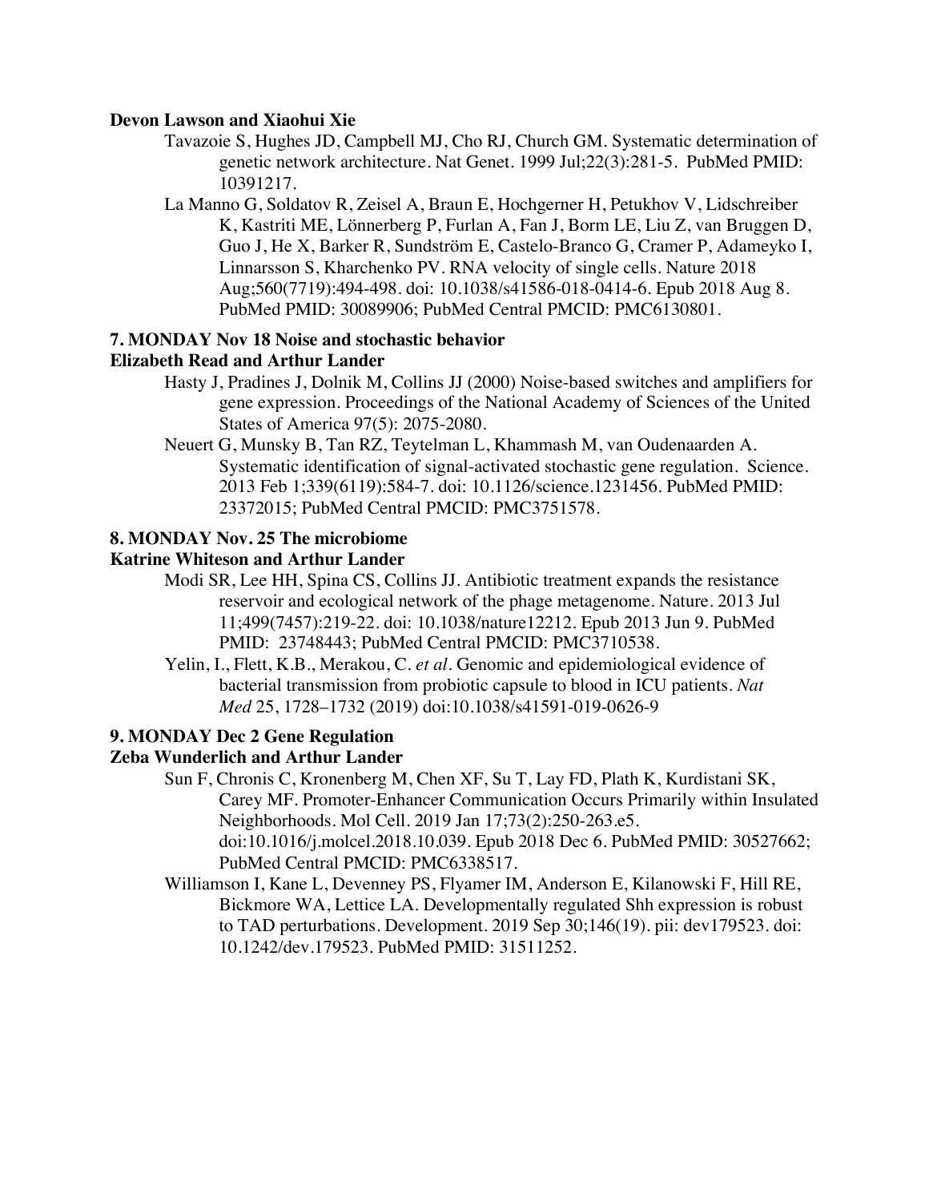**Devon Lawson and Xiaohui Xie**

Tavazoie S, Hughes JD, Campbell MJ, Cho RJ, Church GM. Systematic determination of genetic network architecture. Nat Genet. 1999 Jul;22(3):281-5. PubMed PMID: 10391217.

La Manno G, Soldatov R, Zeisel A, Braun E, Hochgerner H, Petukhov V, Lidschreiber K, Kastriti ME, Lönnerberg P, Furlan A, Fan J, Borm LE, Liu Z, van Bruggen D, Guo J, He X, Barker R, Sundström E, Castelo-Branco G, Cramer P, Adameyko I, Linnarsson S, Kharchenko PV. RNA velocity of single cells. Nature 2018 Aug;560(7719):494-498. doi: 10.1038/s41586-018-0414-6. Epub 2018 Aug 8. PubMed PMID: 30089906; PubMed Central PMCID: PMC6130801.

**7. MONDAY Nov 18 Noise and stochastic behavior**

**Elizabeth Read and Arthur Lander**

Hasty J, Pradines J, Dolnik M, Collins JJ (2000) Noise-based switches and amplifiers for gene expression. Proceedings of the National Academy of Sciences of the United States of America 97(5): 2075-2080.

Neuert G, Munsky B, Tan RZ, Teytelman L, Khammash M, van Oudenaarden A. Systematic identification of signal-activated stochastic gene regulation. Science. 2013 Feb 1;339(6119):584-7. doi: 10.1126/science.1231456. PubMed PMID: 23372015; PubMed Central PMCID: PMC3751578.

**8. MONDAY Nov. 25 The microbiome**

**Katrine Whiteson and Arthur Lander**

Modi SR, Lee HH, Spina CS, Collins JJ. Antibiotic treatment expands the resistance reservoir and ecological network of the phage metagenome. Nature. 2013 Jul 11;499(7457):219-22. doi: 10.1038/nature12212. Epub 2013 Jun 9. PubMed PMID: 23748443; PubMed Central PMCID: PMC3710538.

Yelin, I., Flett, K.B., Merakou, C. *et al*. Genomic and epidemiological evidence of bacterial transmission from probiotic capsule to blood in ICU patients. *Nat Med* 25, 1728–1732 (2019) doi:10.1038/s41591-019-0626-9

**9. MONDAY Dec 2 Gene Regulation**

**Zeba Wunderlich and Arthur Lander**

Sun F, Chronis C, Kronenberg M, Chen XF, Su T, Lay FD, Plath K, Kurdistani SK, Carey MF. Promoter-Enhancer Communication Occurs Primarily within Insulated Neighborhoods. Mol Cell. 2019 Jan 17;73(2):250-263.e5. doi:10.1016/j.molcel.2018.10.039. Epub 2018 Dec 6. PubMed PMID: 30527662; PubMed Central PMCID: PMC6338517.

Williamson I, Kane L, Devenney PS, Flyamer IM, Anderson E, Kilanowski F, Hill RE, Bickmore WA, Lettice LA. Developmentally regulated Shh expression is robust to TAD perturbations. Development. 2019 Sep 30;146(19). pii: dev179523. doi: 10.1242/dev.179523. PubMed PMID: 31511252.